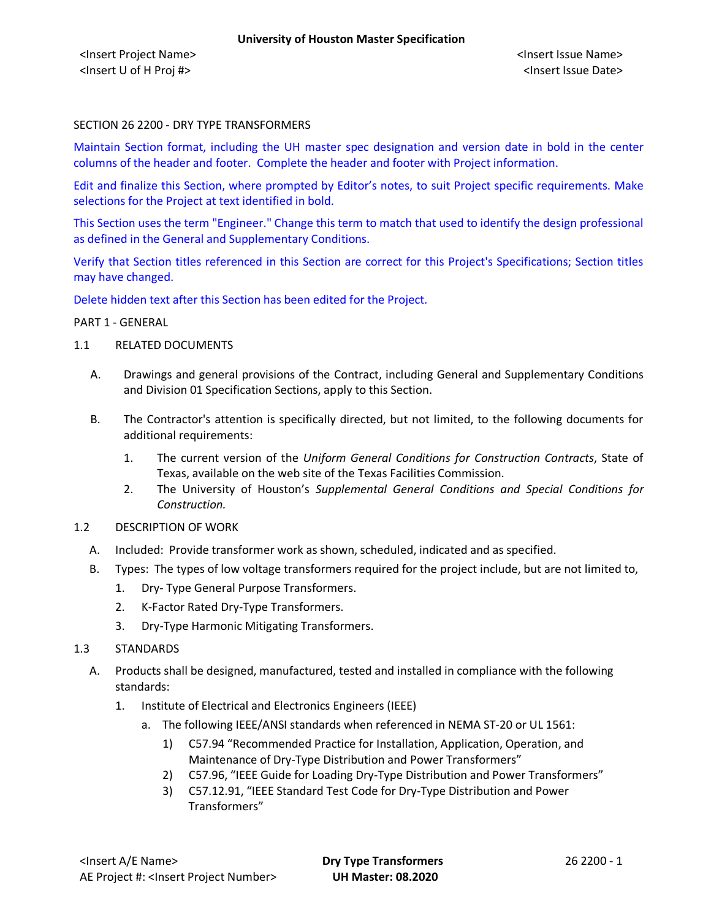SECTION 26 2200 - DRY TYPE TRANSFORMERS

Maintain Section format, including the UH master spec designation and version date in bold in the center columns of the header and footer. Complete the header and footer with Project information.

Edit and finalize this Section, where prompted by Editor's notes, to suit Project specific requirements. Make selections for the Project at text identified in bold.

This Section uses the term "Engineer." Change this term to match that used to identify the design professional as defined in the General and Supplementary Conditions.

Verify that Section titles referenced in this Section are correct for this Project's Specifications; Section titles may have changed.

Delete hidden text after this Section has been edited for the Project.

PART 1 - GENERAL

1.1 RELATED DOCUMENTS

A. Drawings and general provisions of the Contract, including General and Supplementary Conditions and Division 01 Specification Sections, apply to this Section.

B. The Contractor's attention is specifically directed, but not limited, to the following documents for additional requirements:

1. The current version of the *Uniform General Conditions for Construction Contracts*, State of Texas, available on the web site of the Texas Facilities Commission.
2. The University of Houston's *Supplemental General Conditions and Special Conditions for Construction.*

1.2 DESCRIPTION OF WORK

A. Included: Provide transformer work as shown, scheduled, indicated and as specified.

B. Types: The types of low voltage transformers required for the project include, but are not limited to,

1. Dry- Type General Purpose Transformers.
2. K-Factor Rated Dry-Type Transformers.
3. Dry-Type Harmonic Mitigating Transformers.

1.3 STANDARDS

A. Products shall be designed, manufactured, tested and installed in compliance with the following standards:

1. Institute of Electrical and Electronics Engineers (IEEE)
   a. The following IEEE/ANSI standards when referenced in NEMA ST-20 or UL 1561:
      1) C57.94 "Recommended Practice for Installation, Application, Operation, and Maintenance of Dry-Type Distribution and Power Transformers"
      2) C57.96, "IEEE Guide for Loading Dry-Type Distribution and Power Transformers"
      3) C57.12.91, "IEEE Standard Test Code for Dry-Type Distribution and Power Transformers"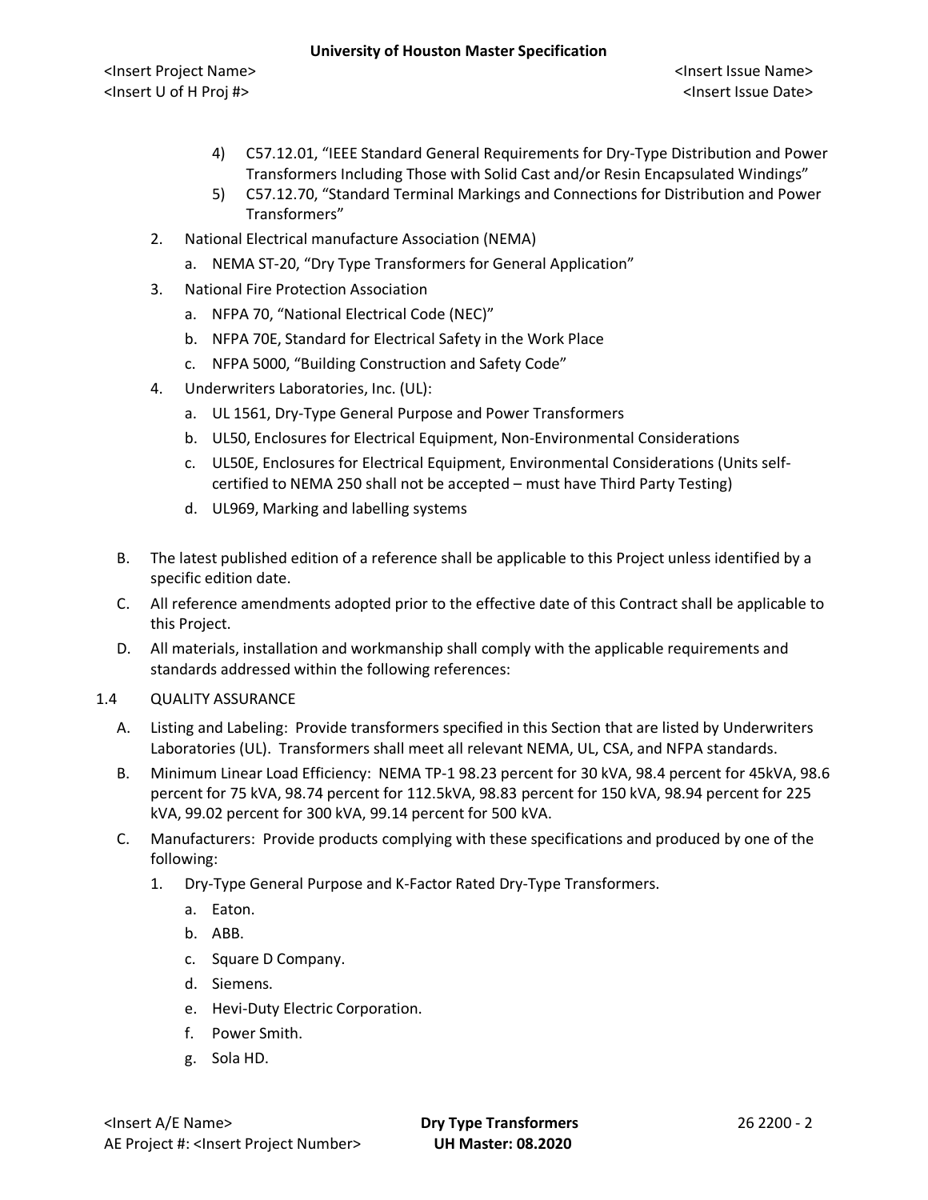4) C57.12.01, "IEEE Standard General Requirements for Dry-Type Distribution and Power Transformers Including Those with Solid Cast and/or Resin Encapsulated Windings"
5) C57.12.70, "Standard Terminal Markings and Connections for Distribution and Power Transformers"

2. National Electrical manufacture Association (NEMA)
   a. NEMA ST-20, "Dry Type Transformers for General Application"
3. National Fire Protection Association
   a. NFPA 70, "National Electrical Code (NEC)"
   b. NFPA 70E, Standard for Electrical Safety in the Work Place
   c. NFPA 5000, "Building Construction and Safety Code"
4. Underwriters Laboratories, Inc. (UL):
   a. UL 1561, Dry-Type General Purpose and Power Transformers
   b. UL50, Enclosures for Electrical Equipment, Non-Environmental Considerations
   c. UL50E, Enclosures for Electrical Equipment, Environmental Considerations (Units self-certified to NEMA 250 shall not be accepted – must have Third Party Testing)
   d. UL969, Marking and labelling systems

B. The latest published edition of a reference shall be applicable to this Project unless identified by a specific edition date.

C. All reference amendments adopted prior to the effective date of this Contract shall be applicable to this Project.

D. All materials, installation and workmanship shall comply with the applicable requirements and standards addressed within the following references:

1.4 QUALITY ASSURANCE

A. Listing and Labeling: Provide transformers specified in this Section that are listed by Underwriters Laboratories (UL). Transformers shall meet all relevant NEMA, UL, CSA, and NFPA standards.

B. Minimum Linear Load Efficiency: NEMA TP-1 98.23 percent for 30 kVA, 98.4 percent for 45kVA, 98.6 percent for 75 kVA, 98.74 percent for 112.5kVA, 98.83 percent for 150 kVA, 98.94 percent for 225 kVA, 99.02 percent for 300 kVA, 99.14 percent for 500 kVA.

C. Manufacturers: Provide products complying with these specifications and produced by one of the following:

1. Dry-Type General Purpose and K-Factor Rated Dry-Type Transformers.
   a. Eaton.
   b. ABB.
   c. Square D Company.
   d. Siemens.
   e. Hevi-Duty Electric Corporation.
   f. Power Smith.
   g. Sola HD.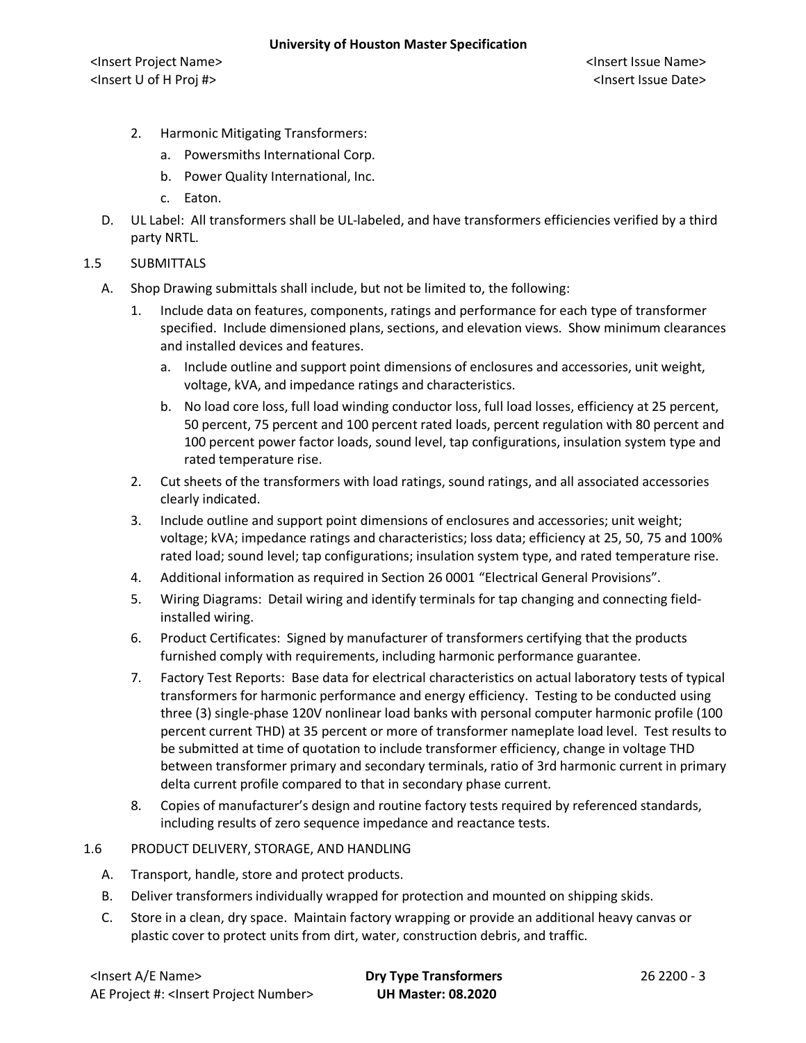2. Harmonic Mitigating Transformers:
   a. Powersmiths International Corp.
   b. Power Quality International, Inc.
   c. Eaton.

D. UL Label: All transformers shall be UL-labeled, and have transformers efficiencies verified by a third party NRTL.

## 1.5 SUBMITTALS

A. Shop Drawing submittals shall include, but not be limited to, the following:

1. Include data on features, components, ratings and performance for each type of transformer specified. Include dimensioned plans, sections, and elevation views. Show minimum clearances and installed devices and features.
   a. Include outline and support point dimensions of enclosures and accessories, unit weight, voltage, kVA, and impedance ratings and characteristics.
   b. No load core loss, full load winding conductor loss, full load losses, efficiency at 25 percent, 50 percent, 75 percent and 100 percent rated loads, percent regulation with 80 percent and 100 percent power factor loads, sound level, tap configurations, insulation system type and rated temperature rise.
2. Cut sheets of the transformers with load ratings, sound ratings, and all associated accessories clearly indicated.
3. Include outline and support point dimensions of enclosures and accessories; unit weight; voltage; kVA; impedance ratings and characteristics; loss data; efficiency at 25, 50, 75 and 100% rated load; sound level; tap configurations; insulation system type, and rated temperature rise.
4. Additional information as required in Section 26 0001 "Electrical General Provisions".
5. Wiring Diagrams: Detail wiring and identify terminals for tap changing and connecting field-installed wiring.
6. Product Certificates: Signed by manufacturer of transformers certifying that the products furnished comply with requirements, including harmonic performance guarantee.
7. Factory Test Reports: Base data for electrical characteristics on actual laboratory tests of typical transformers for harmonic performance and energy efficiency. Testing to be conducted using three (3) single-phase 120V nonlinear load banks with personal computer harmonic profile (100 percent current THD) at 35 percent or more of transformer nameplate load level. Test results to be submitted at time of quotation to include transformer efficiency, change in voltage THD between transformer primary and secondary terminals, ratio of 3rd harmonic current in primary delta current profile compared to that in secondary phase current.
8. Copies of manufacturer's design and routine factory tests required by referenced standards, including results of zero sequence impedance and reactance tests.

## 1.6 PRODUCT DELIVERY, STORAGE, AND HANDLING

A. Transport, handle, store and protect products.

B. Deliver transformers individually wrapped for protection and mounted on shipping skids.

C. Store in a clean, dry space. Maintain factory wrapping or provide an additional heavy canvas or plastic cover to protect units from dirt, water, construction debris, and traffic.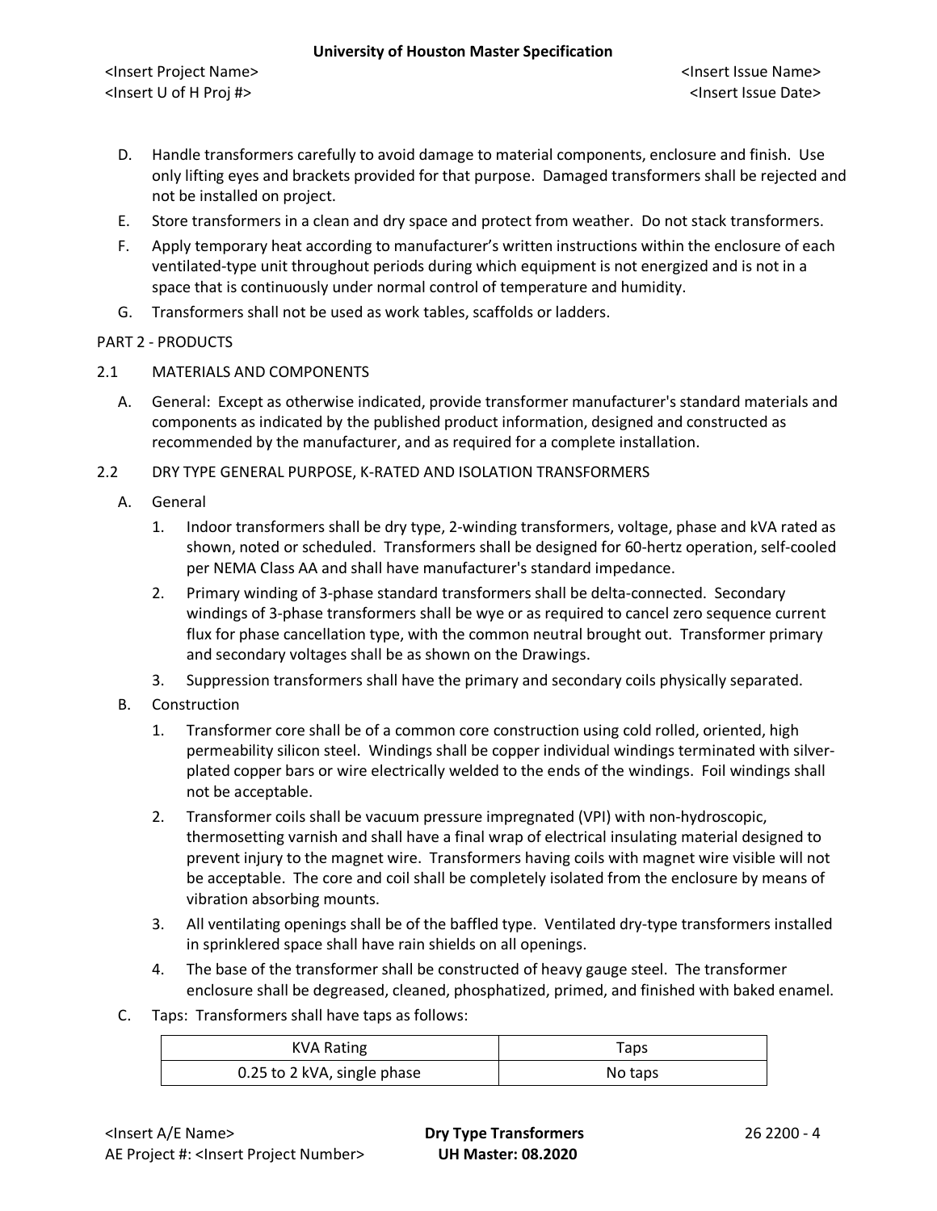D. Handle transformers carefully to avoid damage to material components, enclosure and finish. Use only lifting eyes and brackets provided for that purpose. Damaged transformers shall be rejected and not be installed on project.

E. Store transformers in a clean and dry space and protect from weather. Do not stack transformers.

F. Apply temporary heat according to manufacturer's written instructions within the enclosure of each ventilated-type unit throughout periods during which equipment is not energized and is not in a space that is continuously under normal control of temperature and humidity.

G. Transformers shall not be used as work tables, scaffolds or ladders.

## PART 2 - PRODUCTS

### 2.1 MATERIALS AND COMPONENTS

A. General: Except as otherwise indicated, provide transformer manufacturer's standard materials and components as indicated by the published product information, designed and constructed as recommended by the manufacturer, and as required for a complete installation.

### 2.2 DRY TYPE GENERAL PURPOSE, K-RATED AND ISOLATION TRANSFORMERS

A. General

1. Indoor transformers shall be dry type, 2-winding transformers, voltage, phase and kVA rated as shown, noted or scheduled. Transformers shall be designed for 60-hertz operation, self-cooled per NEMA Class AA and shall have manufacturer's standard impedance.
2. Primary winding of 3-phase standard transformers shall be delta-connected. Secondary windings of 3-phase transformers shall be wye or as required to cancel zero sequence current flux for phase cancellation type, with the common neutral brought out. Transformer primary and secondary voltages shall be as shown on the Drawings.
3. Suppression transformers shall have the primary and secondary coils physically separated.

B. Construction

1. Transformer core shall be of a common core construction using cold rolled, oriented, high permeability silicon steel. Windings shall be copper individual windings terminated with silver-plated copper bars or wire electrically welded to the ends of the windings. Foil windings shall not be acceptable.
2. Transformer coils shall be vacuum pressure impregnated (VPI) with non-hydroscopic, thermosetting varnish and shall have a final wrap of electrical insulating material designed to prevent injury to the magnet wire. Transformers having coils with magnet wire visible will not be acceptable. The core and coil shall be completely isolated from the enclosure by means of vibration absorbing mounts.
3. All ventilating openings shall be of the baffled type. Ventilated dry-type transformers installed in sprinklered space shall have rain shields on all openings.
4. The base of the transformer shall be constructed of heavy gauge steel. The transformer enclosure shall be degreased, cleaned, phosphatized, primed, and finished with baked enamel.

C. Taps: Transformers shall have taps as follows:

| KVA Rating | Taps |
|---|---|
| 0.25 to 2 kVA, single phase | No taps |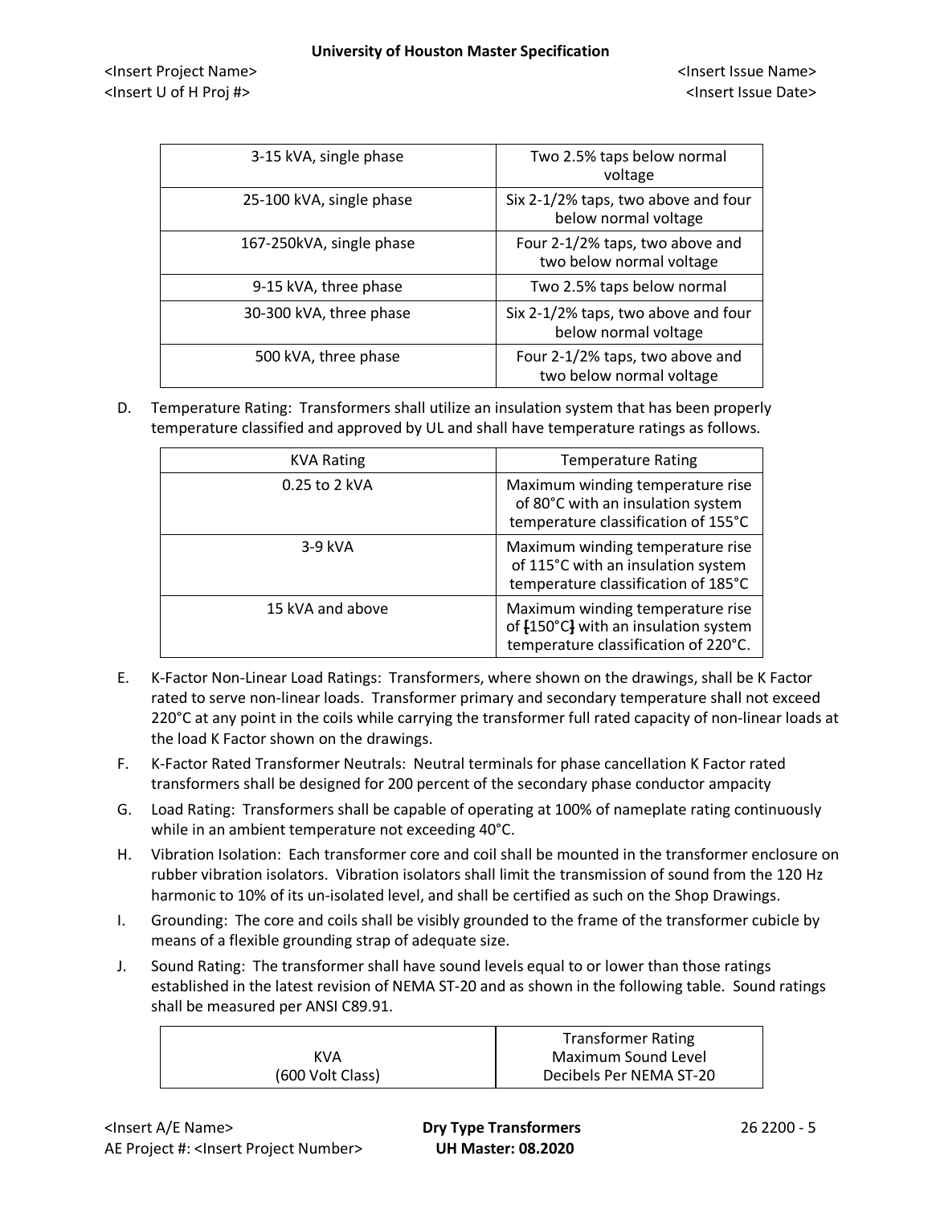| 3-15 kVA, single phase | Two 2.5% taps below normal voltage |
|---|---|
| 25-100 kVA, single phase | Six 2-1/2% taps, two above and four below normal voltage |
| 167-250kVA, single phase | Four 2-1/2% taps, two above and two below normal voltage |
| 9-15 kVA, three phase | Two 2.5% taps below normal |
| 30-300 kVA, three phase | Six 2-1/2% taps, two above and four below normal voltage |
| 500 kVA, three phase | Four 2-1/2% taps, two above and two below normal voltage |

D. Temperature Rating: Transformers shall utilize an insulation system that has been properly temperature classified and approved by UL and shall have temperature ratings as follows.

| KVA Rating | Temperature Rating |
|---|---|
| 0.25 to 2 kVA | Maximum winding temperature rise of 80°C with an insulation system temperature classification of 155°C |
| 3-9 kVA | Maximum winding temperature rise of 115°C with an insulation system temperature classification of 185°C |
| 15 kVA and above | Maximum winding temperature rise of [150°C] with an insulation system temperature classification of 220°C. |

E. K-Factor Non-Linear Load Ratings: Transformers, where shown on the drawings, shall be K Factor rated to serve non-linear loads. Transformer primary and secondary temperature shall not exceed 220°C at any point in the coils while carrying the transformer full rated capacity of non-linear loads at the load K Factor shown on the drawings.

F. K-Factor Rated Transformer Neutrals: Neutral terminals for phase cancellation K Factor rated transformers shall be designed for 200 percent of the secondary phase conductor ampacity

G. Load Rating: Transformers shall be capable of operating at 100% of nameplate rating continuously while in an ambient temperature not exceeding 40°C.

H. Vibration Isolation: Each transformer core and coil shall be mounted in the transformer enclosure on rubber vibration isolators. Vibration isolators shall limit the transmission of sound from the 120 Hz harmonic to 10% of its un-isolated level, and shall be certified as such on the Shop Drawings.

I. Grounding: The core and coils shall be visibly grounded to the frame of the transformer cubicle by means of a flexible grounding strap of adequate size.

J. Sound Rating: The transformer shall have sound levels equal to or lower than those ratings established in the latest revision of NEMA ST-20 and as shown in the following table. Sound ratings shall be measured per ANSI C89.91.

| KVA (600 Volt Class) | Transformer Rating Maximum Sound Level Decibels Per NEMA ST-20 |
|---|---|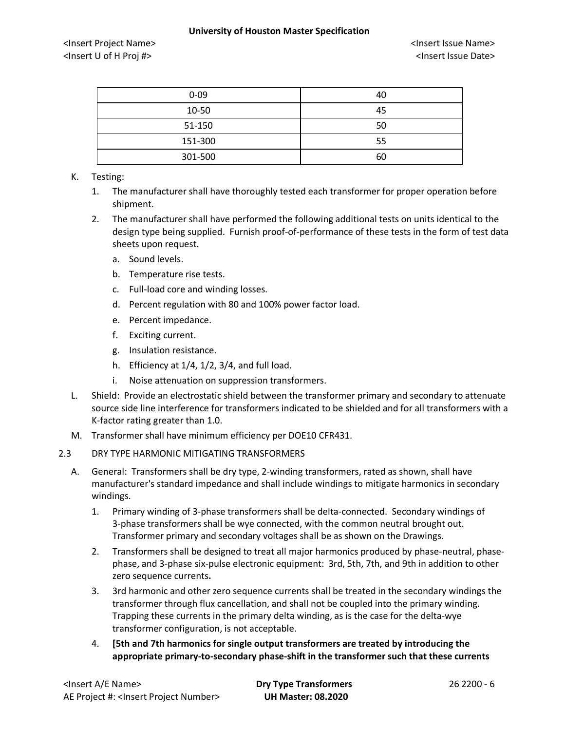| 0-09 | 40 |
| --- | --- |
| 10-50 | 45 |
| 51-150 | 50 |
| 151-300 | 55 |
| 301-500 | 60 |

K. Testing:

1. The manufacturer shall have thoroughly tested each transformer for proper operation before shipment.
2. The manufacturer shall have performed the following additional tests on units identical to the design type being supplied. Furnish proof-of-performance of these tests in the form of test data sheets upon request.
   a. Sound levels.
   b. Temperature rise tests.
   c. Full-load core and winding losses.
   d. Percent regulation with 80 and 100% power factor load.
   e. Percent impedance.
   f. Exciting current.
   g. Insulation resistance.
   h. Efficiency at 1/4, 1/2, 3/4, and full load.
   i. Noise attenuation on suppression transformers.

L. Shield: Provide an electrostatic shield between the transformer primary and secondary to attenuate source side line interference for transformers indicated to be shielded and for all transformers with a K-factor rating greater than 1.0.

M. Transformer shall have minimum efficiency per DOE10 CFR431.

2.3 DRY TYPE HARMONIC MITIGATING TRANSFORMERS

A. General: Transformers shall be dry type, 2-winding transformers, rated as shown, shall have manufacturer's standard impedance and shall include windings to mitigate harmonics in secondary windings.

1. Primary winding of 3-phase transformers shall be delta-connected. Secondary windings of 3-phase transformers shall be wye connected, with the common neutral brought out. Transformer primary and secondary voltages shall be as shown on the Drawings.
2. Transformers shall be designed to treat all major harmonics produced by phase-neutral, phase-phase, and 3-phase six-pulse electronic equipment: 3rd, 5th, 7th, and 9th in addition to other zero sequence currents**.**
3. 3rd harmonic and other zero sequence currents shall be treated in the secondary windings the transformer through flux cancellation, and shall not be coupled into the primary winding. Trapping these currents in the primary delta winding, as is the case for the delta-wye transformer configuration, is not acceptable.
4. **[5th and 7th harmonics for single output transformers are treated by introducing the appropriate primary-to-secondary phase-shift in the transformer such that these currents**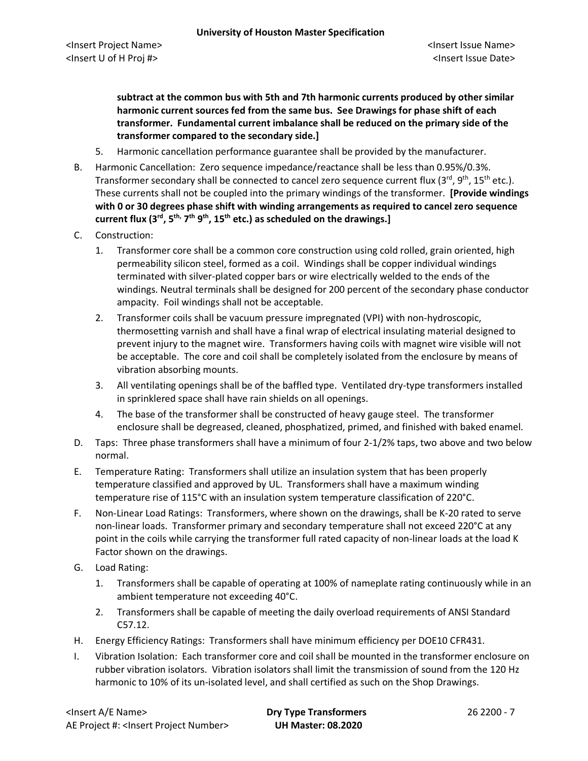**subtract at the common bus with 5th and 7th harmonic currents produced by other similar harmonic current sources fed from the same bus. See Drawings for phase shift of each transformer. Fundamental current imbalance shall be reduced on the primary side of the transformer compared to the secondary side.]**

5. Harmonic cancellation performance guarantee shall be provided by the manufacturer.

B. Harmonic Cancellation: Zero sequence impedance/reactance shall be less than 0.95%/0.3%. Transformer secondary shall be connected to cancel zero sequence current flux (3rd, 9th, 15th etc.). These currents shall not be coupled into the primary windings of the transformer. **[Provide windings with 0 or 30 degrees phase shift with winding arrangements as required to cancel zero sequence current flux (3rd, 5th, 7th 9th, 15th etc.) as scheduled on the drawings.]**

C. Construction:

1. Transformer core shall be a common core construction using cold rolled, grain oriented, high permeability silicon steel, formed as a coil. Windings shall be copper individual windings terminated with silver-plated copper bars or wire electrically welded to the ends of the windings. Neutral terminals shall be designed for 200 percent of the secondary phase conductor ampacity. Foil windings shall not be acceptable.
2. Transformer coils shall be vacuum pressure impregnated (VPI) with non-hydroscopic, thermosetting varnish and shall have a final wrap of electrical insulating material designed to prevent injury to the magnet wire. Transformers having coils with magnet wire visible will not be acceptable. The core and coil shall be completely isolated from the enclosure by means of vibration absorbing mounts.
3. All ventilating openings shall be of the baffled type. Ventilated dry-type transformers installed in sprinklered space shall have rain shields on all openings.
4. The base of the transformer shall be constructed of heavy gauge steel. The transformer enclosure shall be degreased, cleaned, phosphatized, primed, and finished with baked enamel.

D. Taps: Three phase transformers shall have a minimum of four 2-1/2% taps, two above and two below normal.

E. Temperature Rating: Transformers shall utilize an insulation system that has been properly temperature classified and approved by UL. Transformers shall have a maximum winding temperature rise of 115°C with an insulation system temperature classification of 220°C.

F. Non-Linear Load Ratings: Transformers, where shown on the drawings, shall be K-20 rated to serve non-linear loads. Transformer primary and secondary temperature shall not exceed 220°C at any point in the coils while carrying the transformer full rated capacity of non-linear loads at the load K Factor shown on the drawings.

G. Load Rating:

1. Transformers shall be capable of operating at 100% of nameplate rating continuously while in an ambient temperature not exceeding 40°C.
2. Transformers shall be capable of meeting the daily overload requirements of ANSI Standard C57.12.

H. Energy Efficiency Ratings: Transformers shall have minimum efficiency per DOE10 CFR431.

I. Vibration Isolation: Each transformer core and coil shall be mounted in the transformer enclosure on rubber vibration isolators. Vibration isolators shall limit the transmission of sound from the 120 Hz harmonic to 10% of its un-isolated level, and shall certified as such on the Shop Drawings.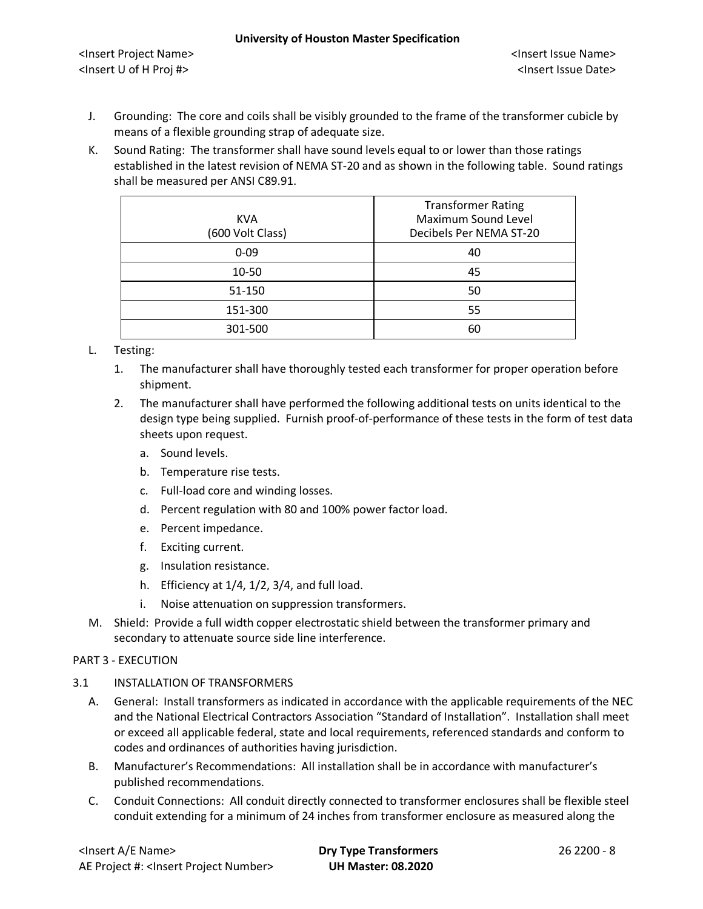J. Grounding: The core and coils shall be visibly grounded to the frame of the transformer cubicle by means of a flexible grounding strap of adequate size.

K. Sound Rating: The transformer shall have sound levels equal to or lower than those ratings established in the latest revision of NEMA ST-20 and as shown in the following table. Sound ratings shall be measured per ANSI C89.91.

| KVA (600 Volt Class) | Transformer Rating Maximum Sound Level Decibels Per NEMA ST-20 |
|---|---|
| 0-09 | 40 |
| 10-50 | 45 |
| 51-150 | 50 |
| 151-300 | 55 |
| 301-500 | 60 |

L. Testing:

1. The manufacturer shall have thoroughly tested each transformer for proper operation before shipment.
2. The manufacturer shall have performed the following additional tests on units identical to the design type being supplied. Furnish proof-of-performance of these tests in the form of test data sheets upon request.
   a. Sound levels.
   b. Temperature rise tests.
   c. Full-load core and winding losses.
   d. Percent regulation with 80 and 100% power factor load.
   e. Percent impedance.
   f. Exciting current.
   g. Insulation resistance.
   h. Efficiency at 1/4, 1/2, 3/4, and full load.
   i. Noise attenuation on suppression transformers.

M. Shield: Provide a full width copper electrostatic shield between the transformer primary and secondary to attenuate source side line interference.

## PART 3 - EXECUTION

### 3.1 INSTALLATION OF TRANSFORMERS

A. General: Install transformers as indicated in accordance with the applicable requirements of the NEC and the National Electrical Contractors Association “Standard of Installation”. Installation shall meet or exceed all applicable federal, state and local requirements, referenced standards and conform to codes and ordinances of authorities having jurisdiction.

B. Manufacturer’s Recommendations: All installation shall be in accordance with manufacturer’s published recommendations.

C. Conduit Connections: All conduit directly connected to transformer enclosures shall be flexible steel conduit extending for a minimum of 24 inches from transformer enclosure as measured along the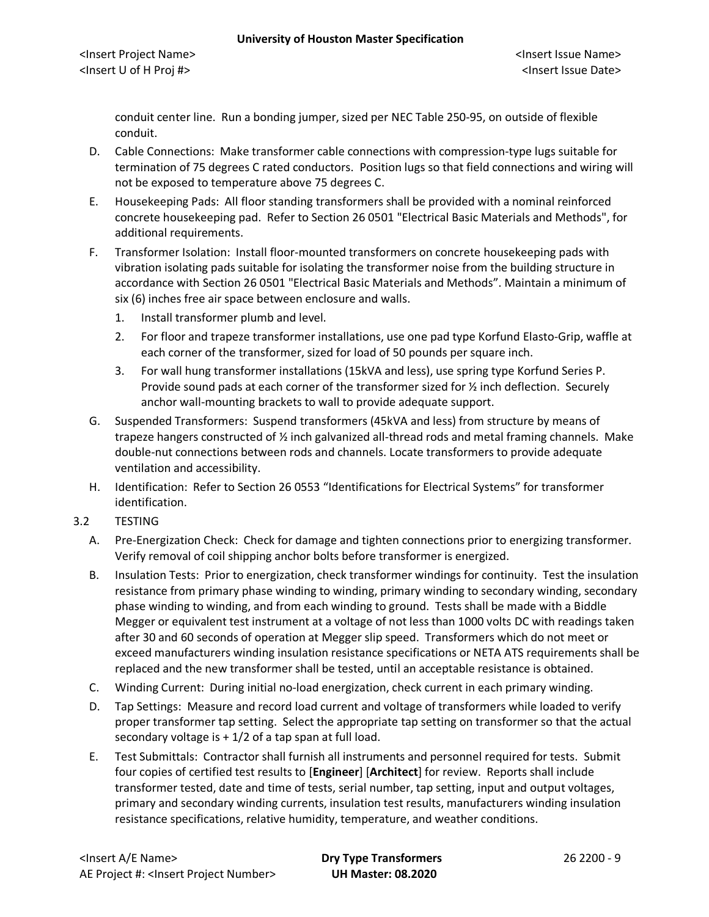conduit center line. Run a bonding jumper, sized per NEC Table 250-95, on outside of flexible conduit.

D. Cable Connections: Make transformer cable connections with compression-type lugs suitable for termination of 75 degrees C rated conductors. Position lugs so that field connections and wiring will not be exposed to temperature above 75 degrees C.

E. Housekeeping Pads: All floor standing transformers shall be provided with a nominal reinforced concrete housekeeping pad. Refer to Section 26 0501 "Electrical Basic Materials and Methods", for additional requirements.

F. Transformer Isolation: Install floor-mounted transformers on concrete housekeeping pads with vibration isolating pads suitable for isolating the transformer noise from the building structure in accordance with Section 26 0501 "Electrical Basic Materials and Methods". Maintain a minimum of six (6) inches free air space between enclosure and walls.

1. Install transformer plumb and level.
2. For floor and trapeze transformer installations, use one pad type Korfund Elasto-Grip, waffle at each corner of the transformer, sized for load of 50 pounds per square inch.
3. For wall hung transformer installations (15kVA and less), use spring type Korfund Series P. Provide sound pads at each corner of the transformer sized for ½ inch deflection. Securely anchor wall-mounting brackets to wall to provide adequate support.

G. Suspended Transformers: Suspend transformers (45kVA and less) from structure by means of trapeze hangers constructed of ½ inch galvanized all-thread rods and metal framing channels. Make double-nut connections between rods and channels. Locate transformers to provide adequate ventilation and accessibility.

H. Identification: Refer to Section 26 0553 "Identifications for Electrical Systems" for transformer identification.

3.2 TESTING

A. Pre-Energization Check: Check for damage and tighten connections prior to energizing transformer. Verify removal of coil shipping anchor bolts before transformer is energized.

B. Insulation Tests: Prior to energization, check transformer windings for continuity. Test the insulation resistance from primary phase winding to winding, primary winding to secondary winding, secondary phase winding to winding, and from each winding to ground. Tests shall be made with a Biddle Megger or equivalent test instrument at a voltage of not less than 1000 volts DC with readings taken after 30 and 60 seconds of operation at Megger slip speed. Transformers which do not meet or exceed manufacturers winding insulation resistance specifications or NETA ATS requirements shall be replaced and the new transformer shall be tested, until an acceptable resistance is obtained.

C. Winding Current: During initial no-load energization, check current in each primary winding.

D. Tap Settings: Measure and record load current and voltage of transformers while loaded to verify proper transformer tap setting. Select the appropriate tap setting on transformer so that the actual secondary voltage is + 1/2 of a tap span at full load.

E. Test Submittals: Contractor shall furnish all instruments and personnel required for tests. Submit four copies of certified test results to [**Engineer**] [**Architect**] for review. Reports shall include transformer tested, date and time of tests, serial number, tap setting, input and output voltages, primary and secondary winding currents, insulation test results, manufacturers winding insulation resistance specifications, relative humidity, temperature, and weather conditions.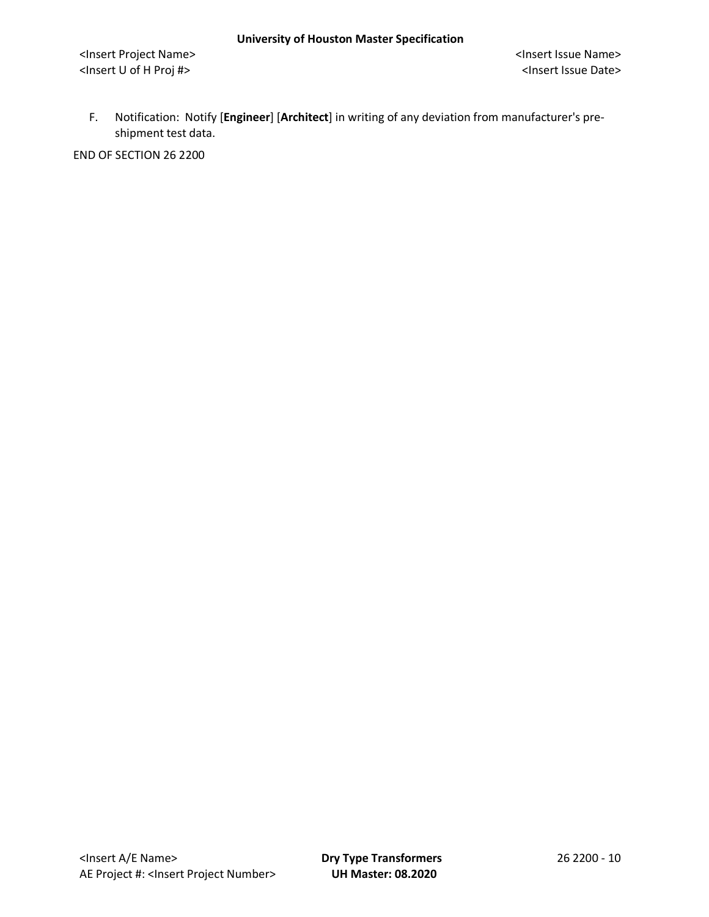F. Notification: Notify [**Engineer**] [**Architect**] in writing of any deviation from manufacturer's pre-shipment test data.

END OF SECTION 26 2200